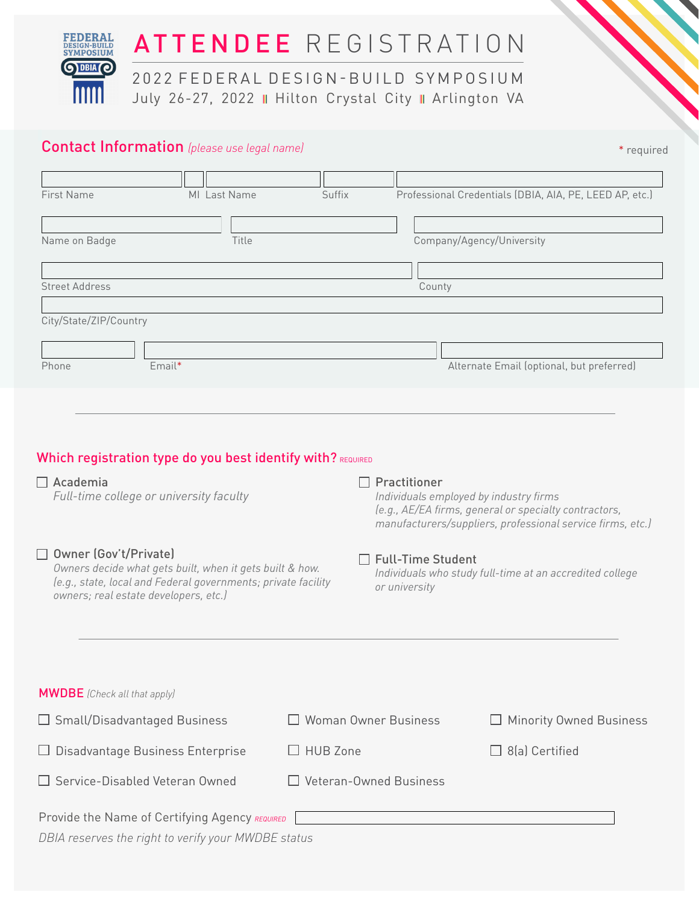FEDERAL DESIGN-BUILD SYMPOSIUM DBIA

# ATTENDEE REGISTRATION

## 2022 FEDERAL DESIGN-BUILD SYMPOSIUM

July 26-27, 2022 | Hilton Crystal City | Arlington VA

## Contact Information *(please use legal name)*

\* required

First Name ____ MI ____ Last Name ____ Suffix ____ Professional Credentials (DBIA, AIA, PE, LEED AP, etc.) ____

Name on Badge ____ Title ____ Company/Agency/University ____

Street Address ____ County ____

City/State/ZIP/Country ____

Phone ____ Email* ____ Alternate Email (optional, but preferred) ____

---

## Which registration type do you best identify with? REQUIRED

- ☐ **Academia**
  *Full-time college or university faculty*
- ☐ **Practitioner**
  *Individuals employed by industry firms (e.g., AE/EA firms, general or specialty contractors, manufacturers/suppliers, professional service firms, etc.)*
- ☐ **Owner (Gov't/Private)**
  *Owners decide what gets built, when it gets built & how. (e.g., state, local and Federal governments; private facility owners; real estate developers, etc.)*
- ☐ **Full-Time Student**
  *Individuals who study full-time at an accredited college or university*

---

## MWDBE *(Check all that apply)*

- ☐ Small/Disadvantaged Business
- ☐ Woman Owner Business
- ☐ Minority Owned Business
- ☐ Disadvantage Business Enterprise
- ☐ HUB Zone
- ☐ 8(a) Certified
- ☐ Service-Disabled Veteran Owned
- ☐ Veteran-Owned Business

Provide the Name of Certifying Agency *REQUIRED* ____

*DBIA reserves the right to verify your MWDBE status*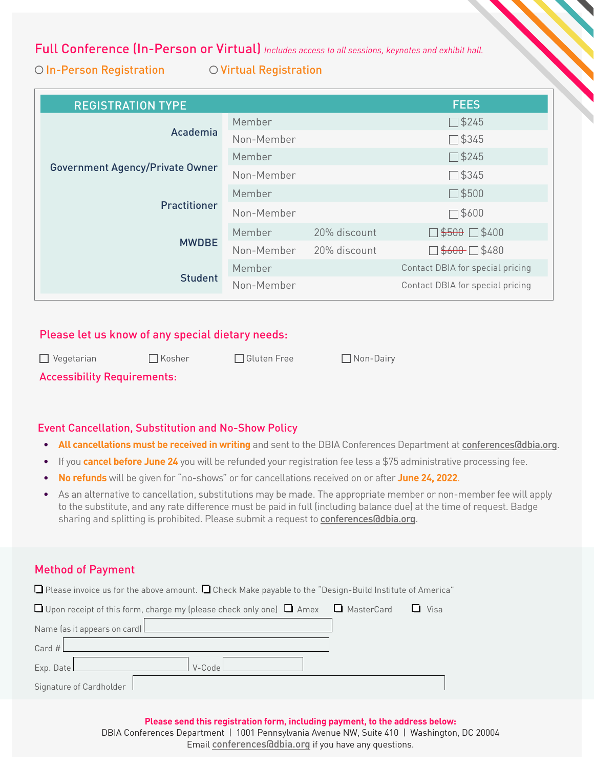## Full Conference (In-Person or Virtual) *Includes access to all sessions, keynotes and exhibit hall.*

○ In-Person Registration ○ Virtual Registration

| REGISTRATION TYPE | | | FEES |
|---|---|---|---|
| Academia | Member | | ☐ $245 |
| | Non-Member | | ☐ $345 |
| Government Agency/Private Owner | Member | | ☐ $245 |
| | Non-Member | | ☐ $345 |
| Practitioner | Member | | ☐ $500 |
| | Non-Member | | ☐ $600 |
| MWDBE | Member | 20% discount | ☐ ~~$500~~ ☐ $400 |
| | Non-Member | 20% discount | ☐ ~~$600~~ ☐ $480 |
| Student | Member | | Contact DBIA for special pricing |
| | Non-Member | | Contact DBIA for special pricing |

### Please let us know of any special dietary needs:

☐ Vegetarian ☐ Kosher ☐ Gluten Free ☐ Non-Dairy

### Accessibility Requirements:

### Event Cancellation, Substitution and No-Show Policy

- **All cancellations must be received in writing** and sent to the DBIA Conferences Department at conferences@dbia.org.
- If you **cancel before June 24** you will be refunded your registration fee less a $75 administrative processing fee.
- **No refunds** will be given for "no-shows" or for cancellations received on or after **June 24, 2022**.
- As an alternative to cancellation, substitutions may be made. The appropriate member or non-member fee will apply to the substitute, and any rate difference must be paid in full (including balance due) at the time of request. Badge sharing and splitting is prohibited. Please submit a request to conferences@dbia.org.

### Method of Payment

☐ Please invoice us for the above amount. ☐ Check Make payable to the "Design-Build Institute of America"

☐ Upon receipt of this form, charge my (please check only one) ☐ Amex ☐ MasterCard ☐ Visa

Name (as it appears on card) ____________________

Card # ____________________

Exp. Date ____________ V-Code ____________

Signature of Cardholder ____________________

**Please send this registration form, including payment, to the address below:**
DBIA Conferences Department | 1001 Pennsylvania Avenue NW, Suite 410 | Washington, DC 20004
Email conferences@dbia.org if you have any questions.